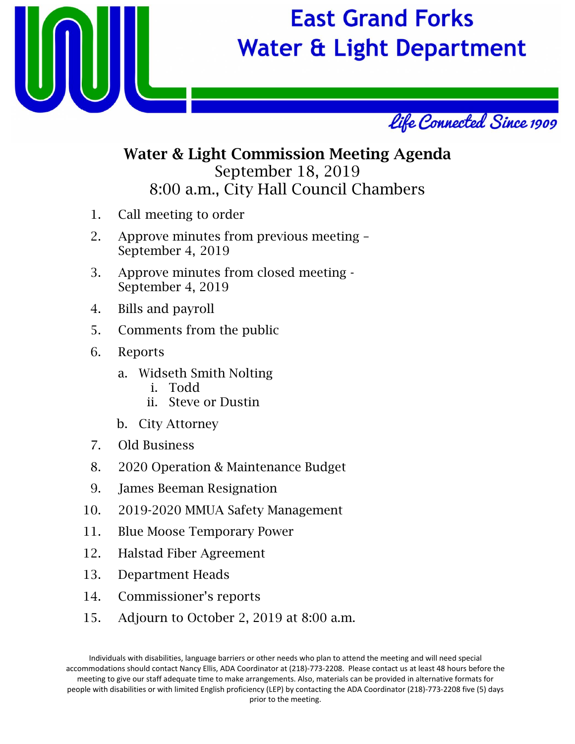# East Grand Forks Water & Light Department

*Life Connected Since 1909*

## Water & Light Commission Meeting Agenda

September 18, 2019

8:00 a.m., City Hall Council Chambers

1. Call meeting to order
2. Approve minutes from previous meeting – September 4, 2019
3. Approve minutes from closed meeting - September 4, 2019
4. Bills and payroll
5. Comments from the public
6. Reports
   a. Widseth Smith Nolting
      i. Todd
      ii. Steve or Dustin
   b. City Attorney
7. Old Business
8. 2020 Operation & Maintenance Budget
9. James Beeman Resignation
10. 2019-2020 MMUA Safety Management
11. Blue Moose Temporary Power
12. Halstad Fiber Agreement
13. Department Heads
14. Commissioner's reports
15. Adjourn to October 2, 2019 at 8:00 a.m.

Individuals with disabilities, language barriers or other needs who plan to attend the meeting and will need special accommodations should contact Nancy Ellis, ADA Coordinator at (218)-773-2208. Please contact us at least 48 hours before the meeting to give our staff adequate time to make arrangements. Also, materials can be provided in alternative formats for people with disabilities or with limited English proficiency (LEP) by contacting the ADA Coordinator (218)-773-2208 five (5) days prior to the meeting.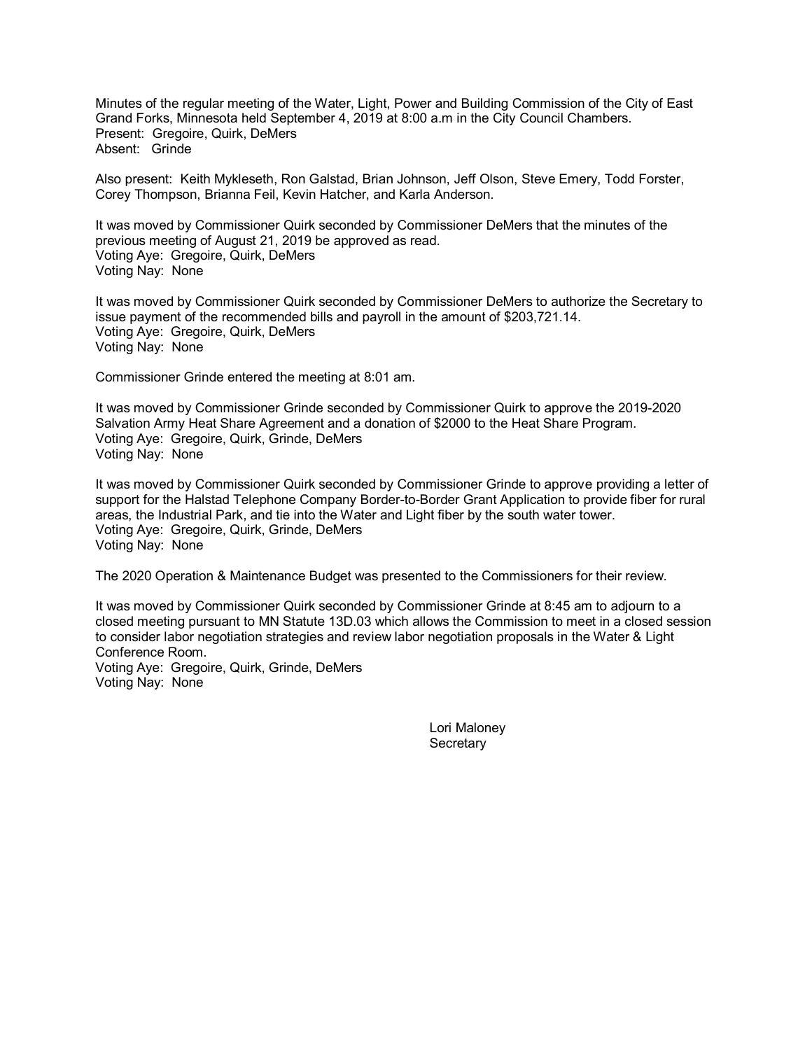Minutes of the regular meeting of the Water, Light, Power and Building Commission of the City of East Grand Forks, Minnesota held September 4, 2019 at 8:00 a.m in the City Council Chambers.
Present: Gregoire, Quirk, DeMers
Absent: Grinde

Also present: Keith Mykleseth, Ron Galstad, Brian Johnson, Jeff Olson, Steve Emery, Todd Forster, Corey Thompson, Brianna Feil, Kevin Hatcher, and Karla Anderson.

It was moved by Commissioner Quirk seconded by Commissioner DeMers that the minutes of the previous meeting of August 21, 2019 be approved as read.
Voting Aye: Gregoire, Quirk, DeMers
Voting Nay: None

It was moved by Commissioner Quirk seconded by Commissioner DeMers to authorize the Secretary to issue payment of the recommended bills and payroll in the amount of $203,721.14.
Voting Aye: Gregoire, Quirk, DeMers
Voting Nay: None

Commissioner Grinde entered the meeting at 8:01 am.

It was moved by Commissioner Grinde seconded by Commissioner Quirk to approve the 2019-2020 Salvation Army Heat Share Agreement and a donation of $2000 to the Heat Share Program.
Voting Aye: Gregoire, Quirk, Grinde, DeMers
Voting Nay: None

It was moved by Commissioner Quirk seconded by Commissioner Grinde to approve providing a letter of support for the Halstad Telephone Company Border-to-Border Grant Application to provide fiber for rural areas, the Industrial Park, and tie into the Water and Light fiber by the south water tower.
Voting Aye: Gregoire, Quirk, Grinde, DeMers
Voting Nay: None

The 2020 Operation & Maintenance Budget was presented to the Commissioners for their review.

It was moved by Commissioner Quirk seconded by Commissioner Grinde at 8:45 am to adjourn to a closed meeting pursuant to MN Statute 13D.03 which allows the Commission to meet in a closed session to consider labor negotiation strategies and review labor negotiation proposals in the Water & Light Conference Room.
Voting Aye: Gregoire, Quirk, Grinde, DeMers
Voting Nay: None

Lori Maloney
Secretary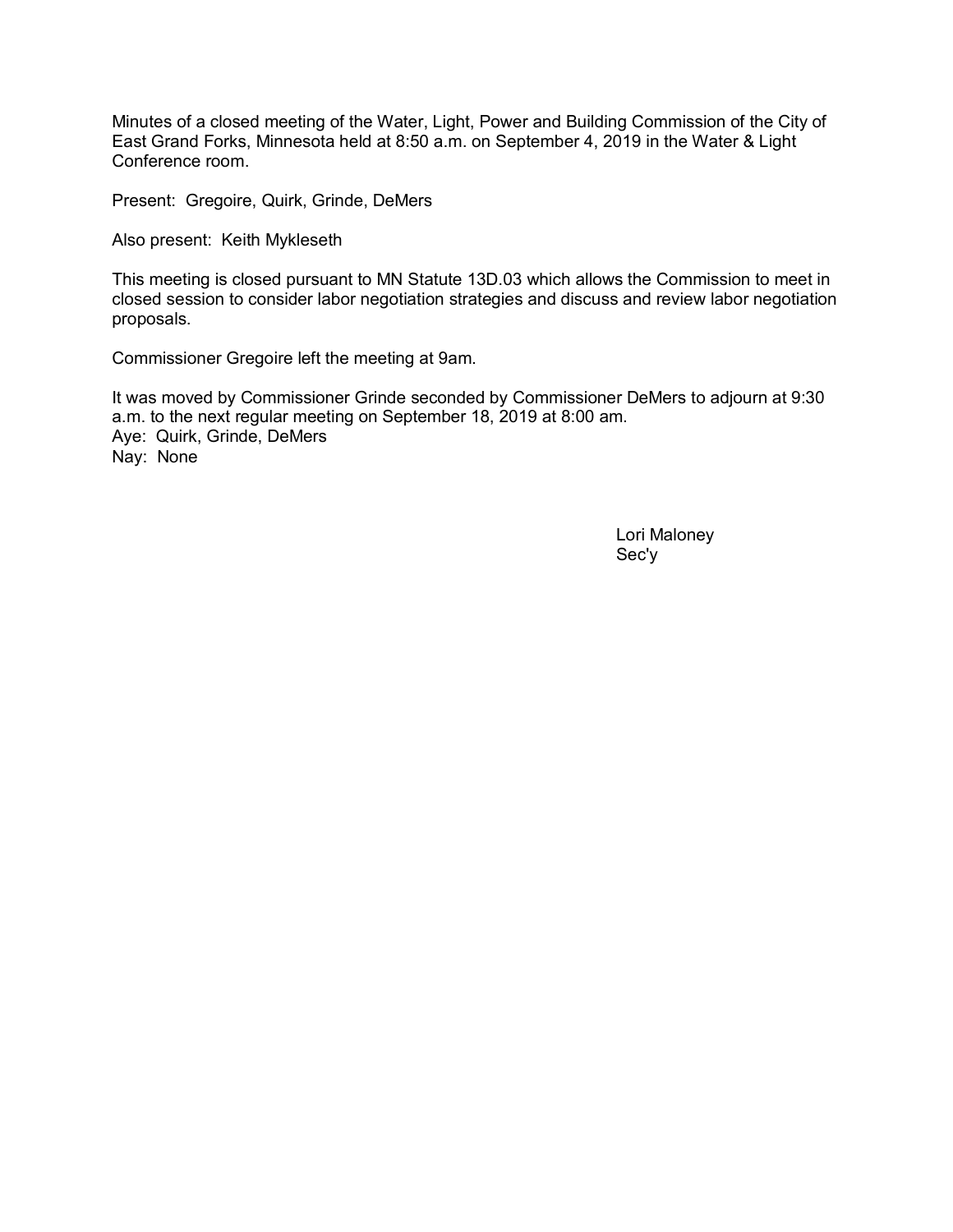Minutes of a closed meeting of the Water, Light, Power and Building Commission of the City of East Grand Forks, Minnesota held at 8:50 a.m. on September 4, 2019 in the Water & Light Conference room.

Present: Gregoire, Quirk, Grinde, DeMers

Also present: Keith Mykleseth

This meeting is closed pursuant to MN Statute 13D.03 which allows the Commission to meet in closed session to consider labor negotiation strategies and discuss and review labor negotiation proposals.

Commissioner Gregoire left the meeting at 9am.

It was moved by Commissioner Grinde seconded by Commissioner DeMers to adjourn at 9:30 a.m. to the next regular meeting on September 18, 2019 at 8:00 am.
Aye: Quirk, Grinde, DeMers
Nay: None

Lori Maloney
Sec'y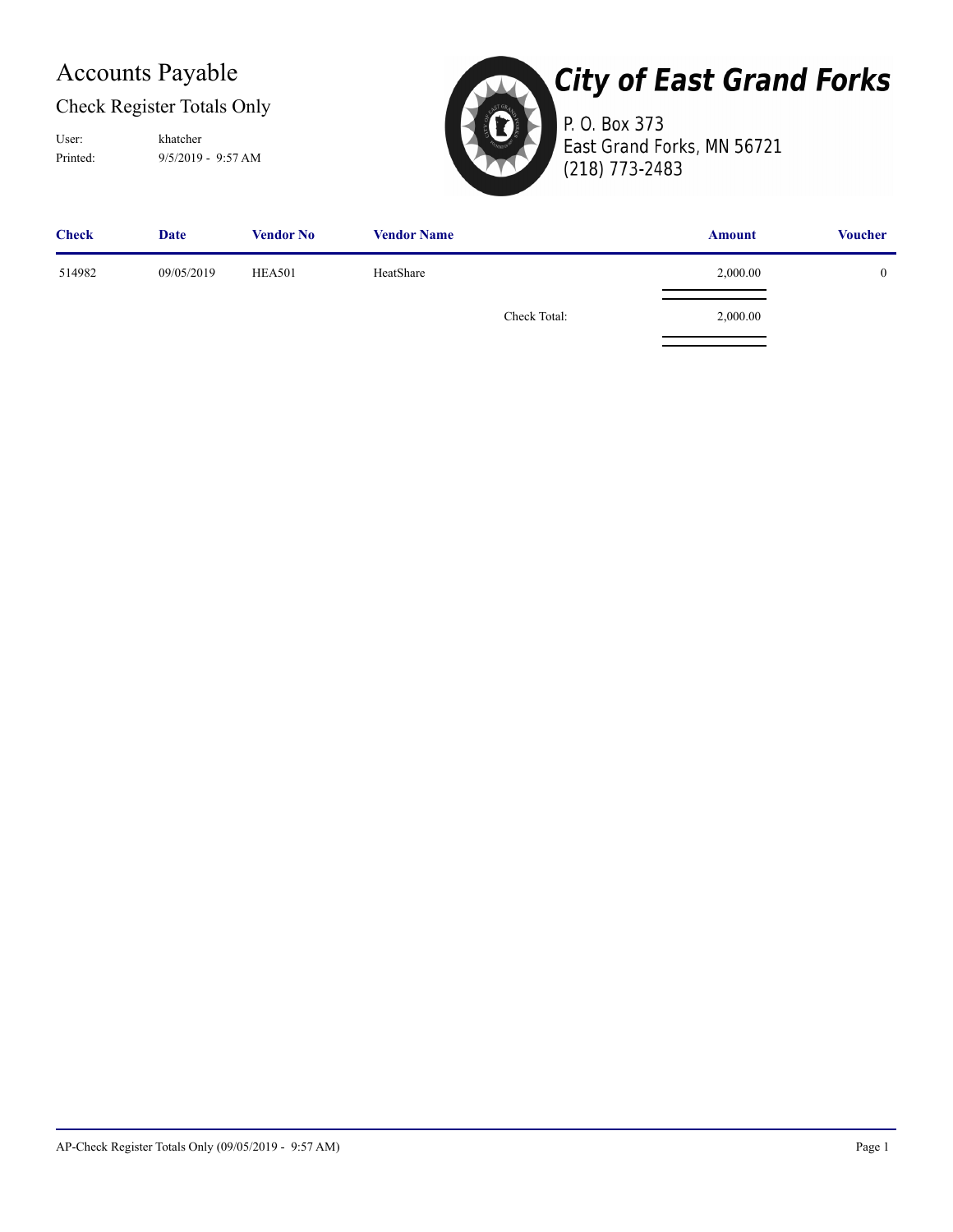# Accounts Payable

## Check Register Totals Only

User: khatcher
Printed: 9/5/2019 - 9:57 AM

**City of East Grand Forks**

P. O. Box 373
East Grand Forks, MN 56721
(218) 773-2483

| Check | Date | Vendor No | Vendor Name | Amount | Voucher |
|---|---|---|---|---|---|
| 514982 | 09/05/2019 | HEA501 | HeatShare | 2,000.00 | 0 |
| | | | Check Total: | 2,000.00 | |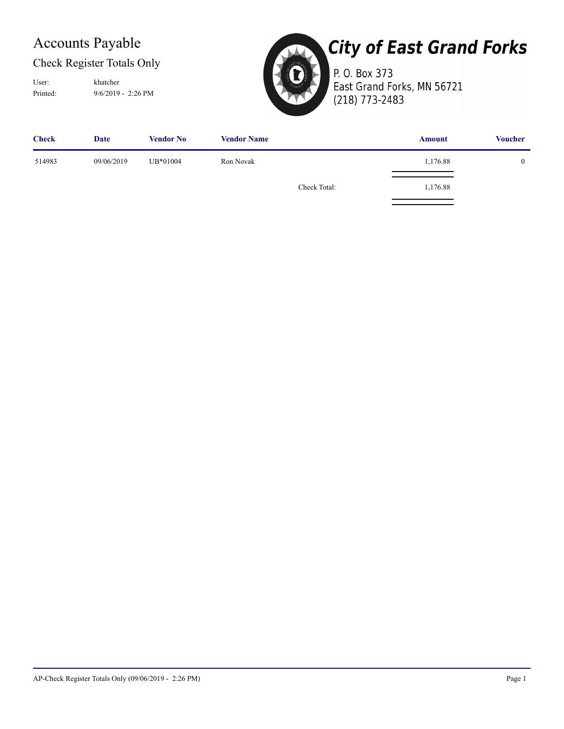# Accounts Payable

## Check Register Totals Only

User: khatcher
Printed: 9/6/2019 - 2:26 PM

**City of East Grand Forks**
P. O. Box 373
East Grand Forks, MN 56721
(218) 773-2483

| Check | Date | Vendor No | Vendor Name | Amount | Voucher |
|---|---|---|---|---|---|
| 514983 | 09/06/2019 | UB*01004 | Ron Novak | 1,176.88 | 0 |
| | | | Check Total: | 1,176.88 | |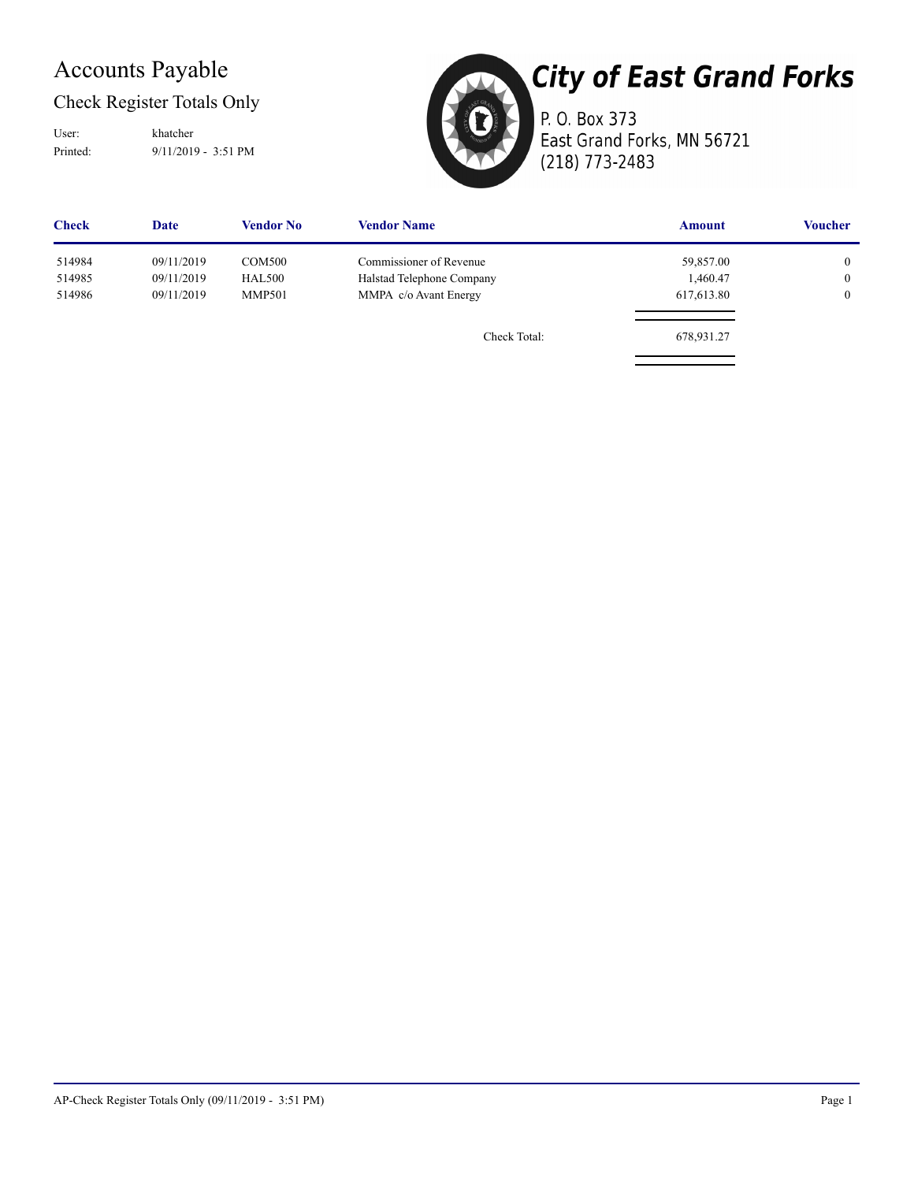# Accounts Payable

## Check Register Totals Only

User: khatcher
Printed: 9/11/2019 - 3:51 PM

## City of East Grand Forks

P. O. Box 373
East Grand Forks, MN 56721
(218) 773-2483

| Check | Date | Vendor No | Vendor Name | Amount | Voucher |
|---|---|---|---|---|---|
| 514984 | 09/11/2019 | COM500 | Commissioner of Revenue | 59,857.00 | 0 |
| 514985 | 09/11/2019 | HAL500 | Halstad Telephone Company | 1,460.47 | 0 |
| 514986 | 09/11/2019 | MMP501 | MMPA c/o Avant Energy | 617,613.80 | 0 |
| | | | Check Total: | 678,931.27 | |

AP-Check Register Totals Only (09/11/2019 - 3:51 PM)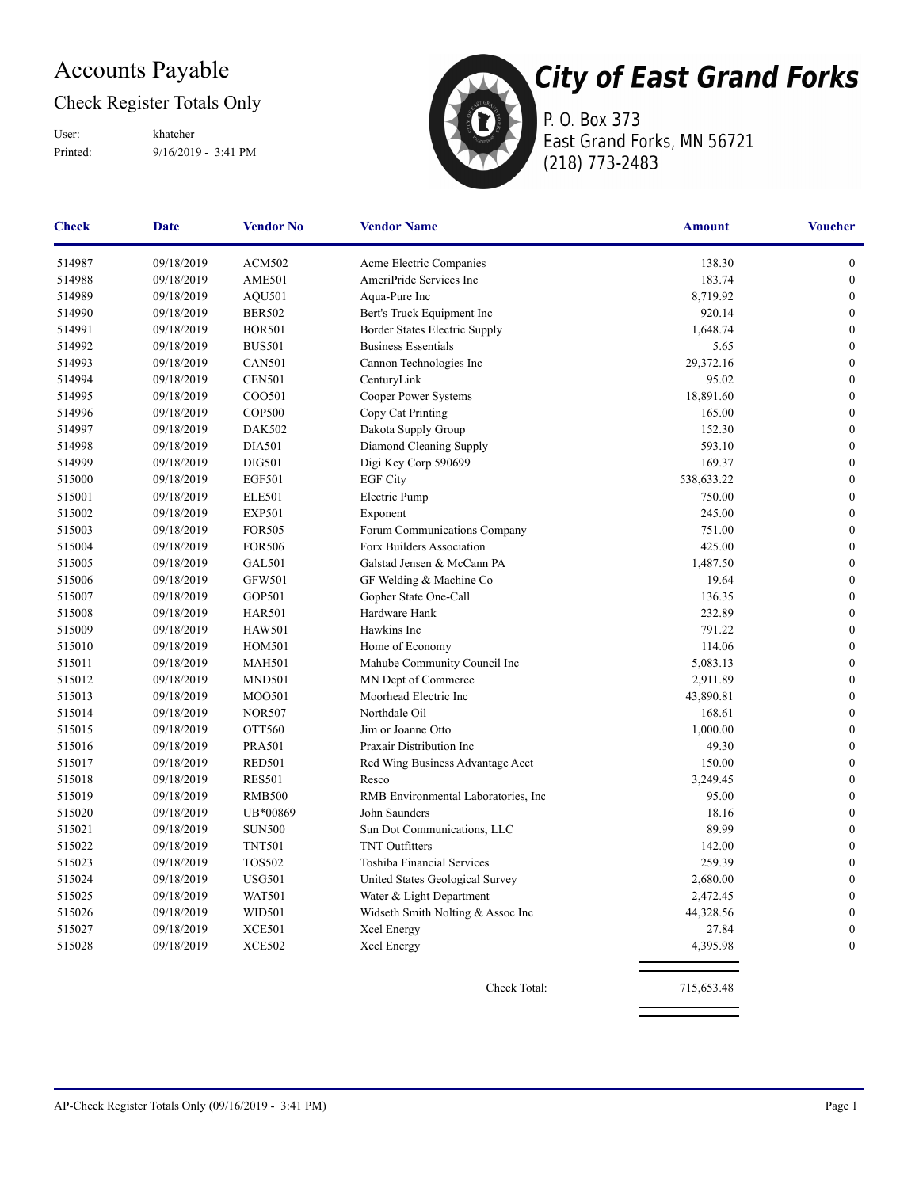# Accounts Payable

## Check Register Totals Only

User: khatcher
Printed: 9/16/2019 - 3:41 PM

**City of East Grand Forks**
P. O. Box 373
East Grand Forks, MN 56721
(218) 773-2483

| Check | Date | Vendor No | Vendor Name | Amount | Voucher |
|---|---|---|---|---|---|
| 514987 | 09/18/2019 | ACM502 | Acme Electric Companies | 138.30 | 0 |
| 514988 | 09/18/2019 | AME501 | AmeriPride Services Inc | 183.74 | 0 |
| 514989 | 09/18/2019 | AQU501 | Aqua-Pure Inc | 8,719.92 | 0 |
| 514990 | 09/18/2019 | BER502 | Bert's Truck Equipment Inc | 920.14 | 0 |
| 514991 | 09/18/2019 | BOR501 | Border States Electric Supply | 1,648.74 | 0 |
| 514992 | 09/18/2019 | BUS501 | Business Essentials | 5.65 | 0 |
| 514993 | 09/18/2019 | CAN501 | Cannon Technologies Inc | 29,372.16 | 0 |
| 514994 | 09/18/2019 | CEN501 | CenturyLink | 95.02 | 0 |
| 514995 | 09/18/2019 | COO501 | Cooper Power Systems | 18,891.60 | 0 |
| 514996 | 09/18/2019 | COP500 | Copy Cat Printing | 165.00 | 0 |
| 514997 | 09/18/2019 | DAK502 | Dakota Supply Group | 152.30 | 0 |
| 514998 | 09/18/2019 | DIA501 | Diamond Cleaning Supply | 593.10 | 0 |
| 514999 | 09/18/2019 | DIG501 | Digi Key Corp 590699 | 169.37 | 0 |
| 515000 | 09/18/2019 | EGF501 | EGF City | 538,633.22 | 0 |
| 515001 | 09/18/2019 | ELE501 | Electric Pump | 750.00 | 0 |
| 515002 | 09/18/2019 | EXP501 | Exponent | 245.00 | 0 |
| 515003 | 09/18/2019 | FOR505 | Forum Communications Company | 751.00 | 0 |
| 515004 | 09/18/2019 | FOR506 | Forx Builders Association | 425.00 | 0 |
| 515005 | 09/18/2019 | GAL501 | Galstad Jensen & McCann PA | 1,487.50 | 0 |
| 515006 | 09/18/2019 | GFW501 | GF Welding & Machine Co | 19.64 | 0 |
| 515007 | 09/18/2019 | GOP501 | Gopher State One-Call | 136.35 | 0 |
| 515008 | 09/18/2019 | HAR501 | Hardware Hank | 232.89 | 0 |
| 515009 | 09/18/2019 | HAW501 | Hawkins Inc | 791.22 | 0 |
| 515010 | 09/18/2019 | HOM501 | Home of Economy | 114.06 | 0 |
| 515011 | 09/18/2019 | MAH501 | Mahube Community Council Inc | 5,083.13 | 0 |
| 515012 | 09/18/2019 | MND501 | MN Dept of Commerce | 2,911.89 | 0 |
| 515013 | 09/18/2019 | MOO501 | Moorhead Electric Inc | 43,890.81 | 0 |
| 515014 | 09/18/2019 | NOR507 | Northdale Oil | 168.61 | 0 |
| 515015 | 09/18/2019 | OTT560 | Jim or Joanne Otto | 1,000.00 | 0 |
| 515016 | 09/18/2019 | PRA501 | Praxair Distribution Inc | 49.30 | 0 |
| 515017 | 09/18/2019 | RED501 | Red Wing Business Advantage Acct | 150.00 | 0 |
| 515018 | 09/18/2019 | RES501 | Resco | 3,249.45 | 0 |
| 515019 | 09/18/2019 | RMB500 | RMB Environmental Laboratories, Inc | 95.00 | 0 |
| 515020 | 09/18/2019 | UB*00869 | John Saunders | 18.16 | 0 |
| 515021 | 09/18/2019 | SUN500 | Sun Dot Communications, LLC | 89.99 | 0 |
| 515022 | 09/18/2019 | TNT501 | TNT Outfitters | 142.00 | 0 |
| 515023 | 09/18/2019 | TOS502 | Toshiba Financial Services | 259.39 | 0 |
| 515024 | 09/18/2019 | USG501 | United States Geological Survey | 2,680.00 | 0 |
| 515025 | 09/18/2019 | WAT501 | Water & Light Department | 2,472.45 | 0 |
| 515026 | 09/18/2019 | WID501 | Widseth Smith Nolting & Assoc Inc | 44,328.56 | 0 |
| 515027 | 09/18/2019 | XCE501 | Xcel Energy | 27.84 | 0 |
| 515028 | 09/18/2019 | XCE502 | Xcel Energy | 4,395.98 | 0 |
| | | | Check Total: | 715,653.48 | |

AP-Check Register Totals Only (09/16/2019 - 3:41 PM)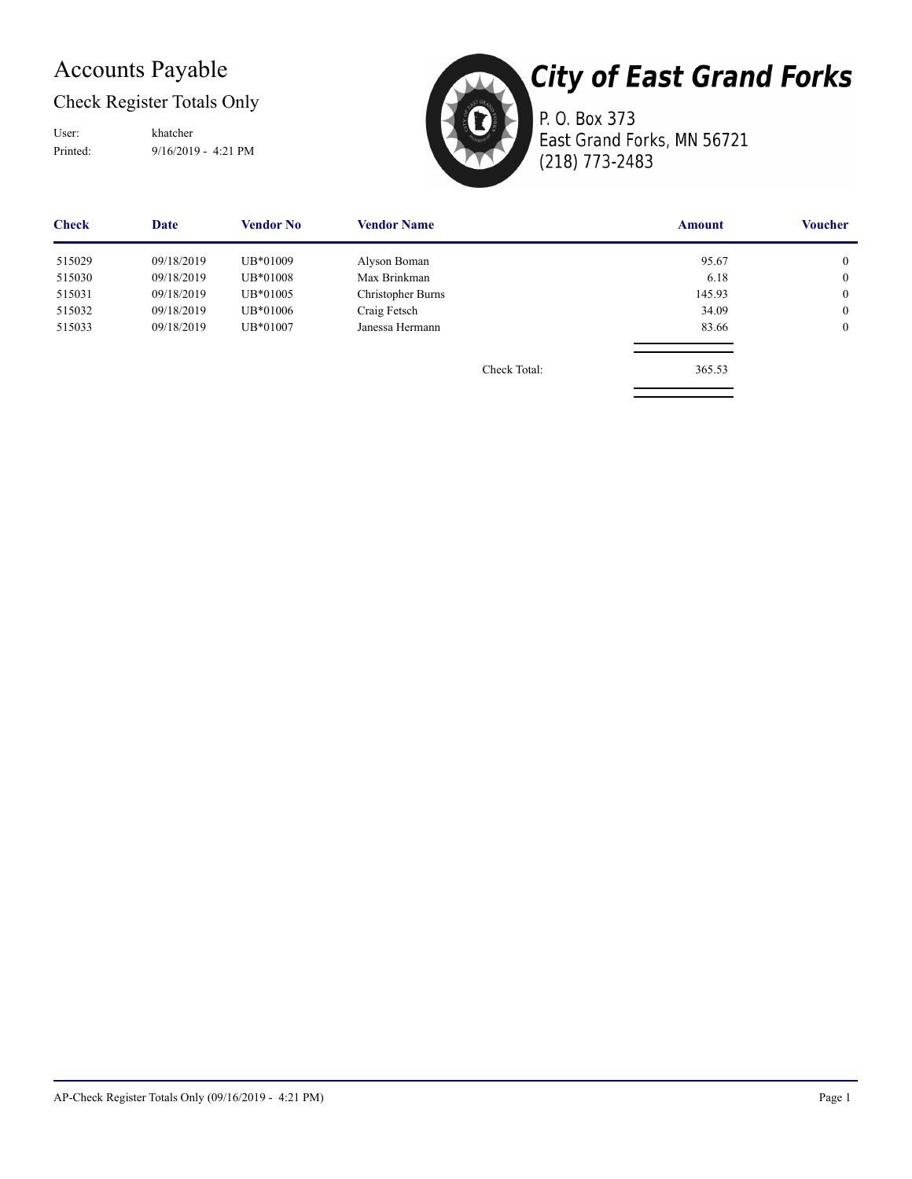# Accounts Payable

## Check Register Totals Only

User: khatcher

Printed: 9/16/2019 - 4:21 PM

**City of East Grand Forks**

P. O. Box 373
East Grand Forks, MN 56721
(218) 773-2483

| Check | Date | Vendor No | Vendor Name | Amount | Voucher |
|---|---|---|---|---|---|
| 515029 | 09/18/2019 | UB*01009 | Alyson Boman | 95.67 | 0 |
| 515030 | 09/18/2019 | UB*01008 | Max Brinkman | 6.18 | 0 |
| 515031 | 09/18/2019 | UB*01005 | Christopher Burns | 145.93 | 0 |
| 515032 | 09/18/2019 | UB*01006 | Craig Fetsch | 34.09 | 0 |
| 515033 | 09/18/2019 | UB*01007 | Janessa Hermann | 83.66 | 0 |
| | | | Check Total: | 365.53 | |

AP-Check Register Totals Only (09/16/2019 - 4:21 PM)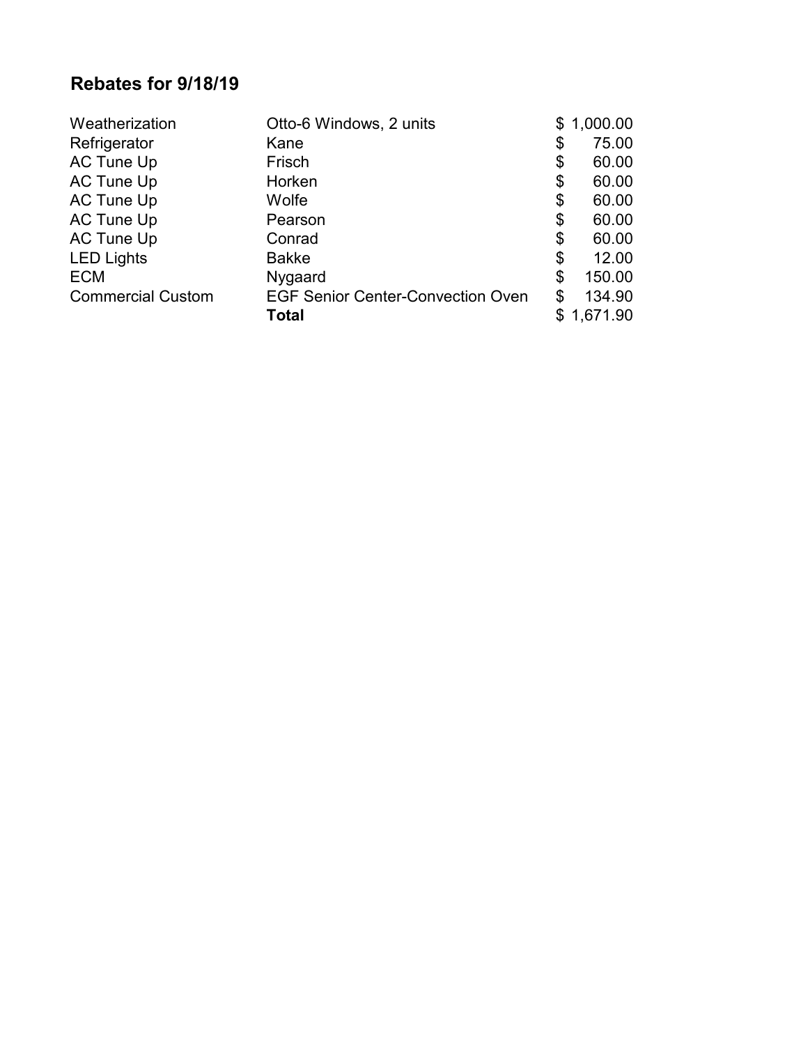## Rebates for 9/18/19

| | | |
|---|---|---|
| Weatherization | Otto-6 Windows, 2 units | $ 1,000.00 |
| Refrigerator | Kane | $ 75.00 |
| AC Tune Up | Frisch | $ 60.00 |
| AC Tune Up | Horken | $ 60.00 |
| AC Tune Up | Wolfe | $ 60.00 |
| AC Tune Up | Pearson | $ 60.00 |
| AC Tune Up | Conrad | $ 60.00 |
| LED Lights | Bakke | $ 12.00 |
| ECM | Nygaard | $ 150.00 |
| Commercial Custom | EGF Senior Center-Convection Oven | $ 134.90 |
| | **Total** | $ 1,671.90 |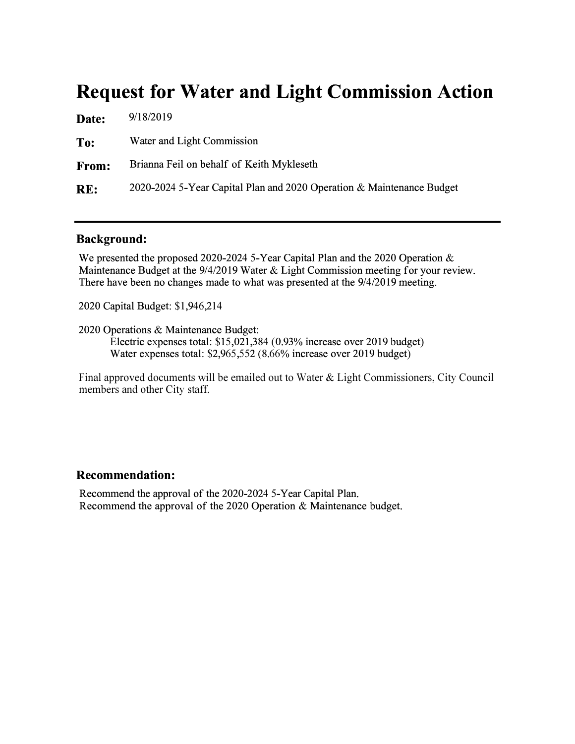# Request for Water and Light Commission Action

**Date:** 9/18/2019

**To:** Water and Light Commission

**From:** Brianna Feil on behalf of Keith Mykleseth

**RE:** 2020-2024 5-Year Capital Plan and 2020 Operation & Maintenance Budget

---

## Background:

We presented the proposed 2020-2024 5-Year Capital Plan and the 2020 Operation & Maintenance Budget at the 9/4/2019 Water & Light Commission meeting for your review. There have been no changes made to what was presented at the 9/4/2019 meeting.

2020 Capital Budget: $1,946,214

2020 Operations & Maintenance Budget:
- Electric expenses total: $15,021,384 (0.93% increase over 2019 budget)
- Water expenses total: $2,965,552 (8.66% increase over 2019 budget)

Final approved documents will be emailed out to Water & Light Commissioners, City Council members and other City staff.

## Recommendation:

Recommend the approval of the 2020-2024 5-Year Capital Plan.
Recommend the approval of the 2020 Operation & Maintenance budget.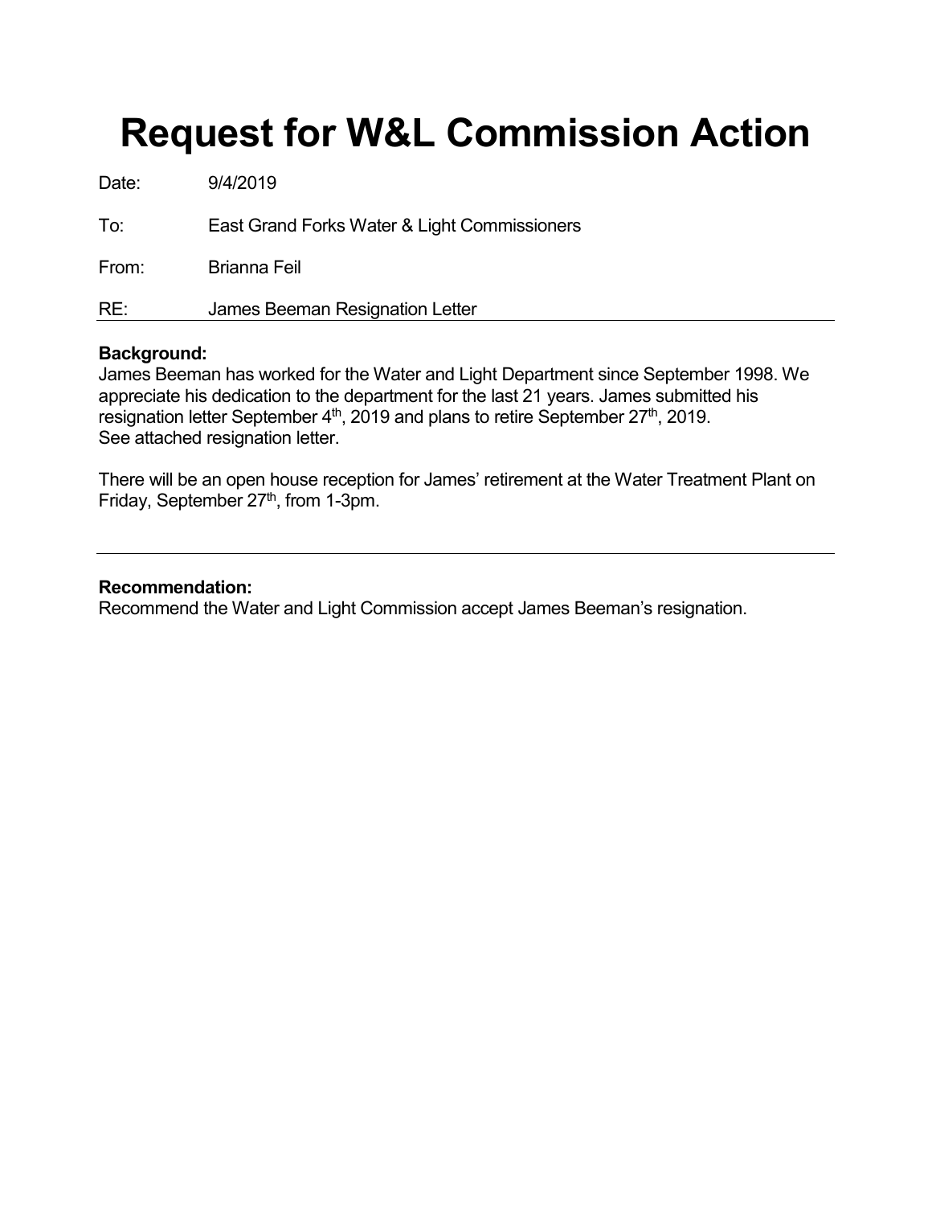# Request for W&L Commission Action

Date: 9/4/2019

To: East Grand Forks Water & Light Commissioners

From: Brianna Feil

RE: James Beeman Resignation Letter

---

**Background:**
James Beeman has worked for the Water and Light Department since September 1998. We appreciate his dedication to the department for the last 21 years. James submitted his resignation letter September 4th, 2019 and plans to retire September 27th, 2019.
See attached resignation letter.

There will be an open house reception for James' retirement at the Water Treatment Plant on Friday, September 27th, from 1-3pm.

---

**Recommendation:**
Recommend the Water and Light Commission accept James Beeman's resignation.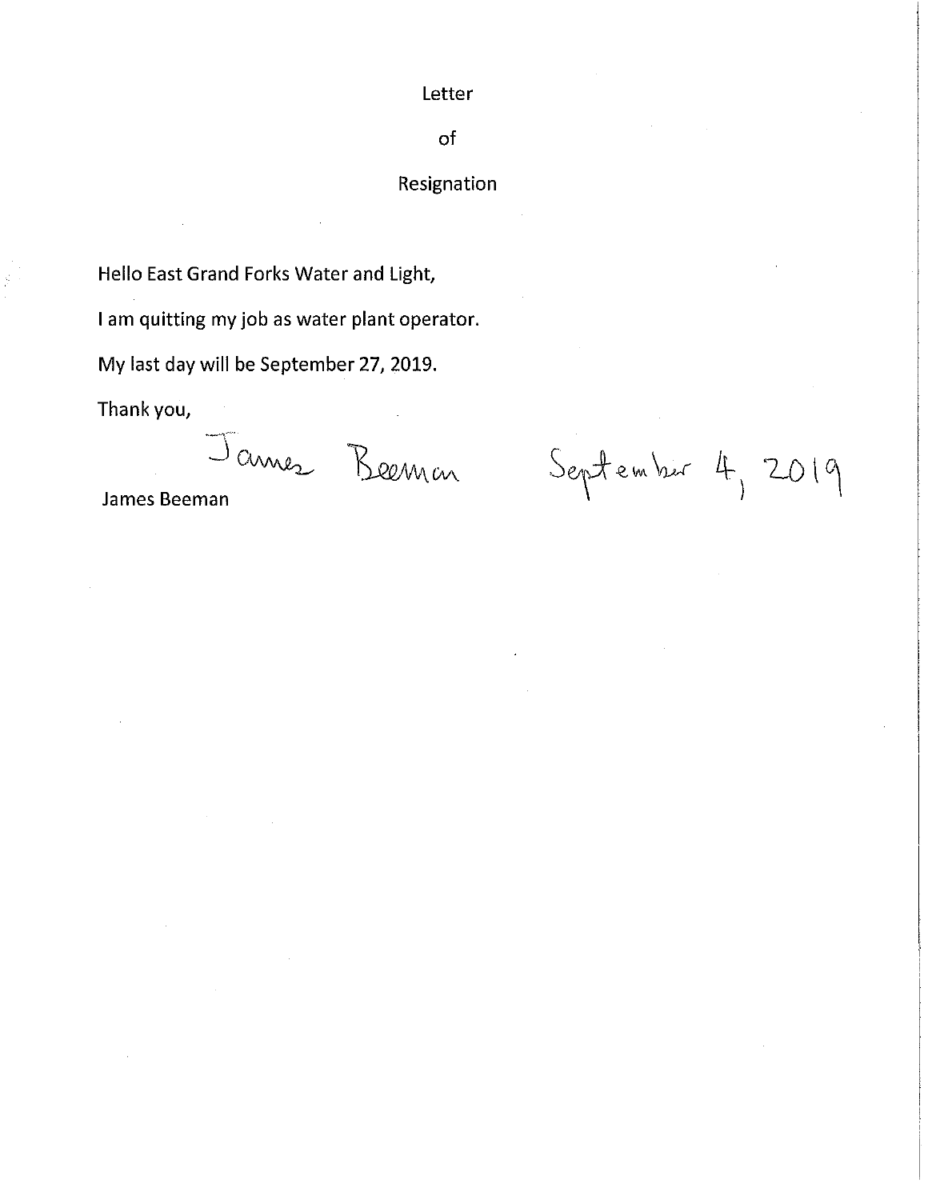Letter

of

Resignation

Hello East Grand Forks Water and Light,

I am quitting my job as water plant operator.

My last day will be September 27, 2019.

Thank you,

James Beeman September 4, 2019

James Beeman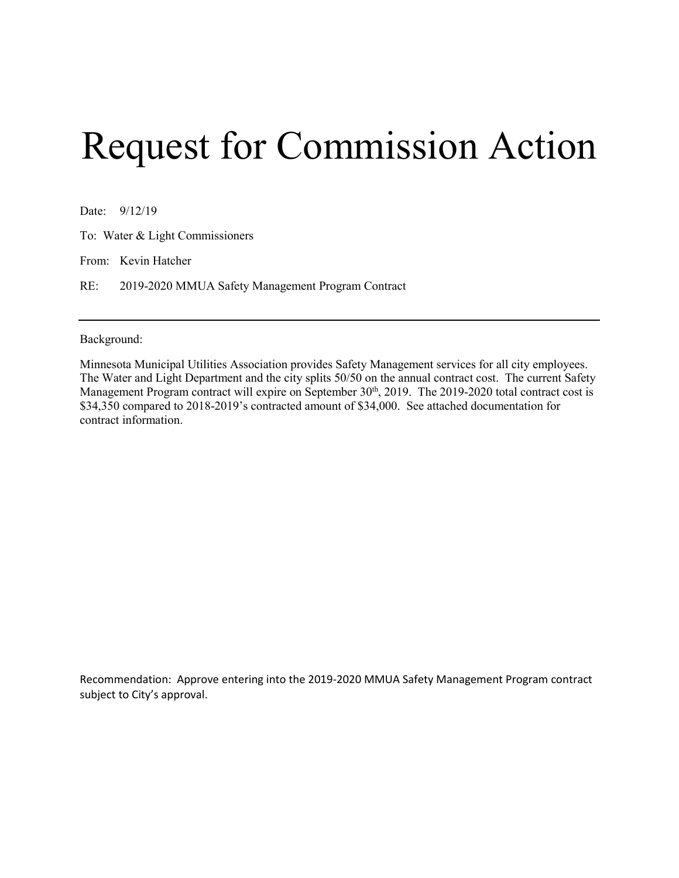# Request for Commission Action

Date: 9/12/19

To: Water & Light Commissioners

From: Kevin Hatcher

RE: 2019-2020 MMUA Safety Management Program Contract

---

Background:

Minnesota Municipal Utilities Association provides Safety Management services for all city employees. The Water and Light Department and the city splits 50/50 on the annual contract cost. The current Safety Management Program contract will expire on September 30th, 2019. The 2019-2020 total contract cost is $34,350 compared to 2018-2019's contracted amount of $34,000. See attached documentation for contract information.

Recommendation: Approve entering into the 2019-2020 MMUA Safety Management Program contract subject to City's approval.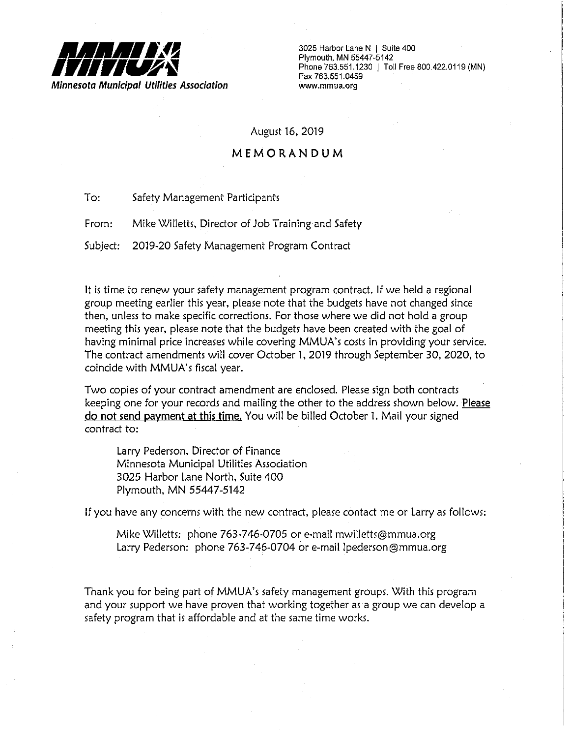**MMUA**

*Minnesota Municipal Utilities Association*

3025 Harbor Lane N | Suite 400
Plymouth, MN 55447-5142
Phone 763.551.1230 | Toll Free 800.422.0119 (MN)
Fax 763.551.0459
www.mmua.org

August 16, 2019

# MEMORANDUM

To: Safety Management Participants

From: Mike Willetts, Director of Job Training and Safety

Subject: 2019-20 Safety Management Program Contract

It is time to renew your safety management program contract. If we held a regional group meeting earlier this year, please note that the budgets have not changed since then, unless to make specific corrections. For those where we did not hold a group meeting this year, please note that the budgets have been created with the goal of having minimal price increases while covering MMUA's costs in providing your service. The contract amendments will cover October 1, 2019 through September 30, 2020, to coincide with MMUA's fiscal year.

Two copies of your contract amendment are enclosed. Please sign both contracts keeping one for your records and mailing the other to the address shown below. **Please do not send payment at this time.** You will be billed October 1. Mail your signed contract to:

> Larry Pederson, Director of Finance
> Minnesota Municipal Utilities Association
> 3025 Harbor Lane North, Suite 400
> Plymouth, MN 55447-5142

If you have any concerns with the new contract, please contact me or Larry as follows:

> Mike Willetts: phone 763-746-0705 or e-mail mwilletts@mmua.org
> Larry Pederson: phone 763-746-0704 or e-mail lpederson@mmua.org

Thank you for being part of MMUA's safety management groups. With this program and your support we have proven that working together as a group we can develop a safety program that is affordable and at the same time works.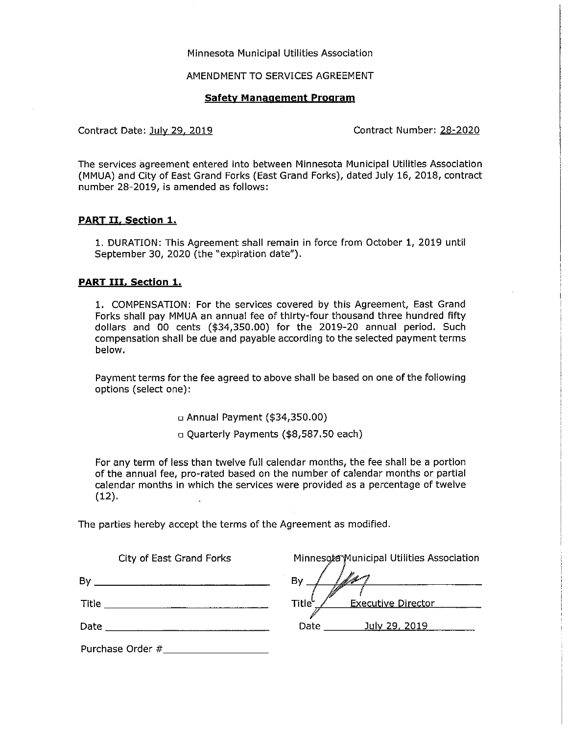Minnesota Municipal Utilities Association

AMENDMENT TO SERVICES AGREEMENT

**Safety Management Program**

Contract Date: July 29, 2019 Contract Number: 28-2020

The services agreement entered into between Minnesota Municipal Utilities Association (MMUA) and City of East Grand Forks (East Grand Forks), dated July 16, 2018, contract number 28-2019, is amended as follows:

**PART II, Section 1.**

1. DURATION: This Agreement shall remain in force from October 1, 2019 until September 30, 2020 (the "expiration date").

**PART III, Section 1.**

1. COMPENSATION: For the services covered by this Agreement, East Grand Forks shall pay MMUA an annual fee of thirty-four thousand three hundred fifty dollars and 00 cents ($34,350.00) for the 2019-20 annual period. Such compensation shall be due and payable according to the selected payment terms below.

Payment terms for the fee agreed to above shall be based on one of the following options (select one):

- ☐ Annual Payment ($34,350.00)
- ☐ Quarterly Payments ($8,587.50 each)

For any term of less than twelve full calendar months, the fee shall be a portion of the annual fee, pro-rated based on the number of calendar months or partial calendar months in which the services were provided as a percentage of twelve (12).

The parties hereby accept the terms of the Agreement as modified.

| City of East Grand Forks | Minnesota Municipal Utilities Association |
|---|---|
| By ______________________ | By [signature] |
| Title ______________________ | Title Executive Director |
| Date ______________________ | Date July 29, 2019 |
| Purchase Order # ______________ | |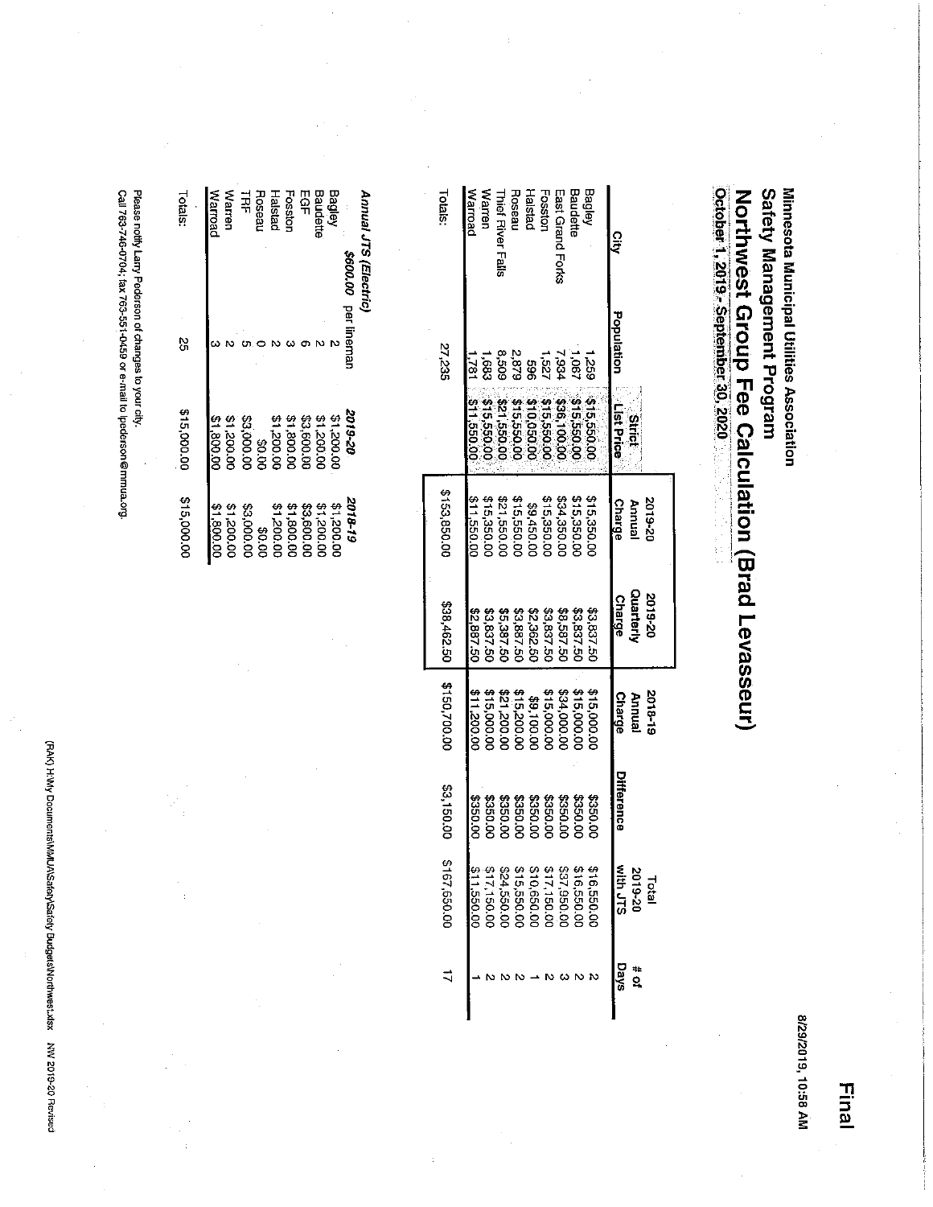Final

8/29/2019, 10:58 AM

Minnesota Municipal Utilities Association

## Safety Management Program

# Northwest Group Fee Calculation (Brad Levasseur)

**October 1, 2019 - September 30, 2020**

| City | Population | Strict List Price | 2019-20 Annual Charge | 2019-20 Quarterly Charge | 2018-19 Annual Charge | Difference | Total 2019-20 with JTS | # of Days |
|---|---|---|---|---|---|---|---|---|
| Bagley | 1,259 | $15,550.00 | $15,350.00 | $3,837.50 | $15,000.00 | $350.00 | $16,550.00 | 2 |
| Baudette | 1,067 | $15,550.00 | $15,350.00 | $3,837.50 | $15,000.00 | $350.00 | $16,550.00 | 2 |
| East Grand Forks | 7,934 | $36,100.00 | $34,350.00 | $8,587.50 | $34,000.00 | $350.00 | $37,950.00 | 3 |
| Fosston | 1,527 | $15,550.00 | $15,350.00 | $3,837.50 | $15,000.00 | $350.00 | $17,150.00 | 2 |
| Halstad | 596 | $10,050.00 | $9,450.00 | $2,362.50 | $9,100.00 | $350.00 | $10,650.00 | 1 |
| Roseau | 2,879 | $15,550.00 | $15,550.00 | $3,887.50 | $15,200.00 | $350.00 | $15,550.00 | 2 |
| Thief River Falls | 8,509 | $21,550.00 | $21,550.00 | $5,387.50 | $21,200.00 | $350.00 | $24,550.00 | 2 |
| Warren | 1,683 | $15,550.00 | $15,350.00 | $3,837.50 | $15,000.00 | $350.00 | $17,150.00 | 2 |
| Warroad | 1,781 | $11,550.00 | $11,550.00 | $2,887.50 | $11,200.00 | $350.00 | $11,550.00 | 1 |
| Totals: | 27,235 | | $153,850.00 | $38,462.50 | $150,700.00 | $3,150.00 | $167,650.00 | 17 |

***Annual JTS (Electric)***

| | *$600.00* per lineman | *2019-20* | *2018-19* |
|---|---|---|---|
| Bagley | 2 | $1,200.00 | $1,200.00 |
| Baudette | 2 | $1,200.00 | $1,200.00 |
| EGF | 6 | $3,600.00 | $3,600.00 |
| Fosston | 3 | $1,800.00 | $1,800.00 |
| Halstad | 2 | $1,200.00 | $1,200.00 |
| Roseau | 0 | $0.00 | $0.00 |
| TRF | 5 | $3,000.00 | $3,000.00 |
| Warren | 2 | $1,200.00 | $1,200.00 |
| Warroad | 3 | $1,800.00 | $1,800.00 |
| Totals: | 25 | $15,000.00 | $15,000.00 |

Please notify Larry Pederson of changes to your city.
Call 763-746-0704; fax 763-551-0459 or e-mail to lpederson@mmua.org.

(RAK) H:\My Documents\MMUA\Safety\Safety Budgets\Northwest.xlsx NW 2019-20 Revised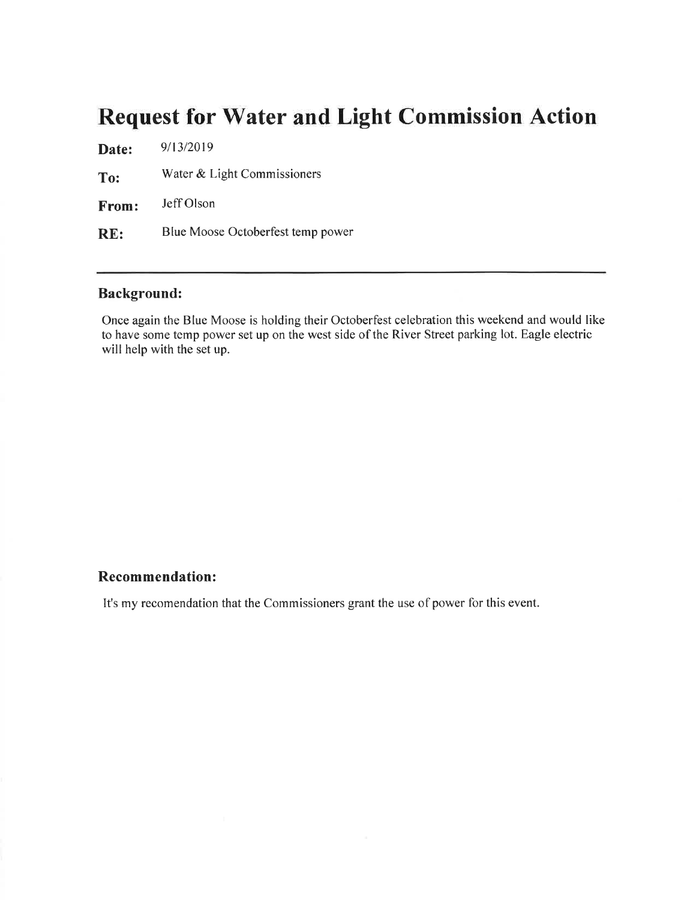# Request for Water and Light Commission Action

**Date:** 9/13/2019

**To:** Water & Light Commissioners

**From:** Jeff Olson

**RE:** Blue Moose Octoberfest temp power

---

### Background:

Once again the Blue Moose is holding their Octoberfest celebration this weekend and would like to have some temp power set up on the west side of the River Street parking lot. Eagle electric will help with the set up.

### Recommendation:

It's my recomendation that the Commissioners grant the use of power for this event.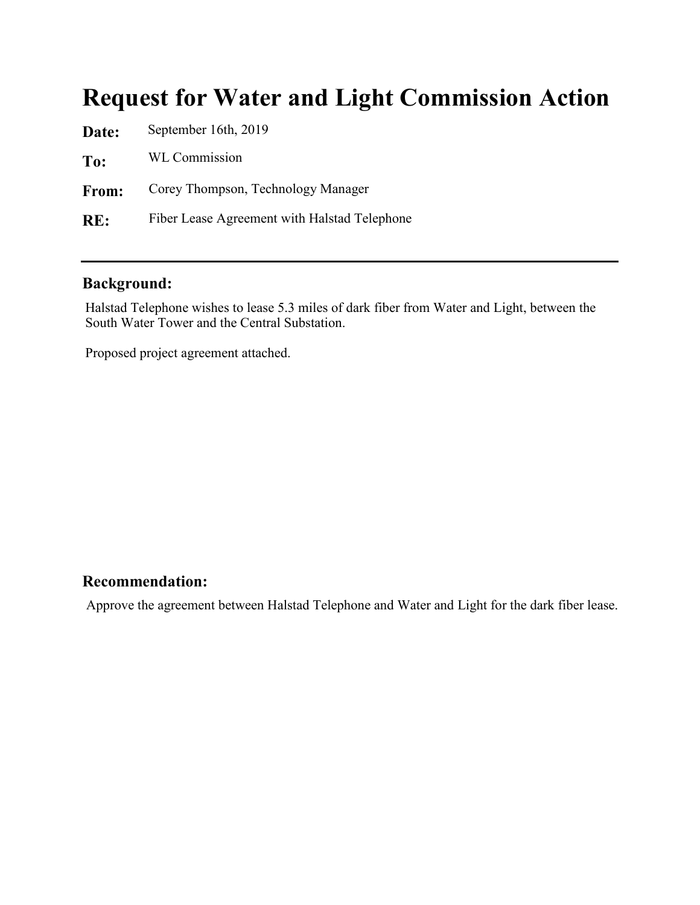# Request for Water and Light Commission Action

**Date:** September 16th, 2019

**To:** WL Commission

**From:** Corey Thompson, Technology Manager

**RE:** Fiber Lease Agreement with Halstad Telephone

---

### Background:

Halstad Telephone wishes to lease 5.3 miles of dark fiber from Water and Light, between the South Water Tower and the Central Substation.

Proposed project agreement attached.

### Recommendation:

Approve the agreement between Halstad Telephone and Water and Light for the dark fiber lease.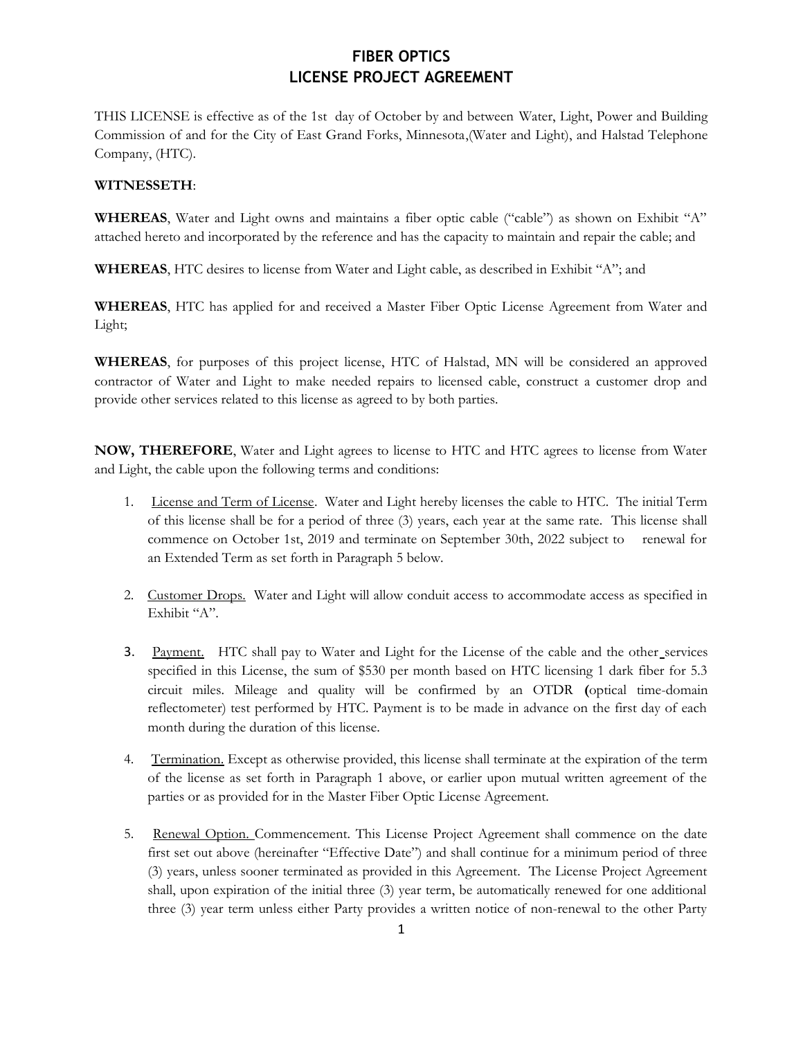# FIBER OPTICS
# LICENSE PROJECT AGREEMENT

THIS LICENSE is effective as of the 1st day of October by and between Water, Light, Power and Building Commission of and for the City of East Grand Forks, Minnesota,(Water and Light), and Halstad Telephone Company, (HTC).

**WITNESSETH**:

**WHEREAS**, Water and Light owns and maintains a fiber optic cable ("cable") as shown on Exhibit "A" attached hereto and incorporated by the reference and has the capacity to maintain and repair the cable; and

**WHEREAS**, HTC desires to license from Water and Light cable, as described in Exhibit "A"; and

**WHEREAS**, HTC has applied for and received a Master Fiber Optic License Agreement from Water and Light;

**WHEREAS**, for purposes of this project license, HTC of Halstad, MN will be considered an approved contractor of Water and Light to make needed repairs to licensed cable, construct a customer drop and provide other services related to this license as agreed to by both parties.

**NOW, THEREFORE**, Water and Light agrees to license to HTC and HTC agrees to license from Water and Light, the cable upon the following terms and conditions:

1. License and Term of License. Water and Light hereby licenses the cable to HTC. The initial Term of this license shall be for a period of three (3) years, each year at the same rate. This license shall commence on October 1st, 2019 and terminate on September 30th, 2022 subject to renewal for an Extended Term as set forth in Paragraph 5 below.

2. Customer Drops. Water and Light will allow conduit access to accommodate access as specified in Exhibit "A".

3. Payment. HTC shall pay to Water and Light for the License of the cable and the other services specified in this License, the sum of $530 per month based on HTC licensing 1 dark fiber for 5.3 circuit miles. Mileage and quality will be confirmed by an OTDR (optical time-domain reflectometer) test performed by HTC. Payment is to be made in advance on the first day of each month during the duration of this license.

4. Termination. Except as otherwise provided, this license shall terminate at the expiration of the term of the license as set forth in Paragraph 1 above, or earlier upon mutual written agreement of the parties or as provided for in the Master Fiber Optic License Agreement.

5. Renewal Option. Commencement. This License Project Agreement shall commence on the date first set out above (hereinafter "Effective Date") and shall continue for a minimum period of three (3) years, unless sooner terminated as provided in this Agreement. The License Project Agreement shall, upon expiration of the initial three (3) year term, be automatically renewed for one additional three (3) year term unless either Party provides a written notice of non-renewal to the other Party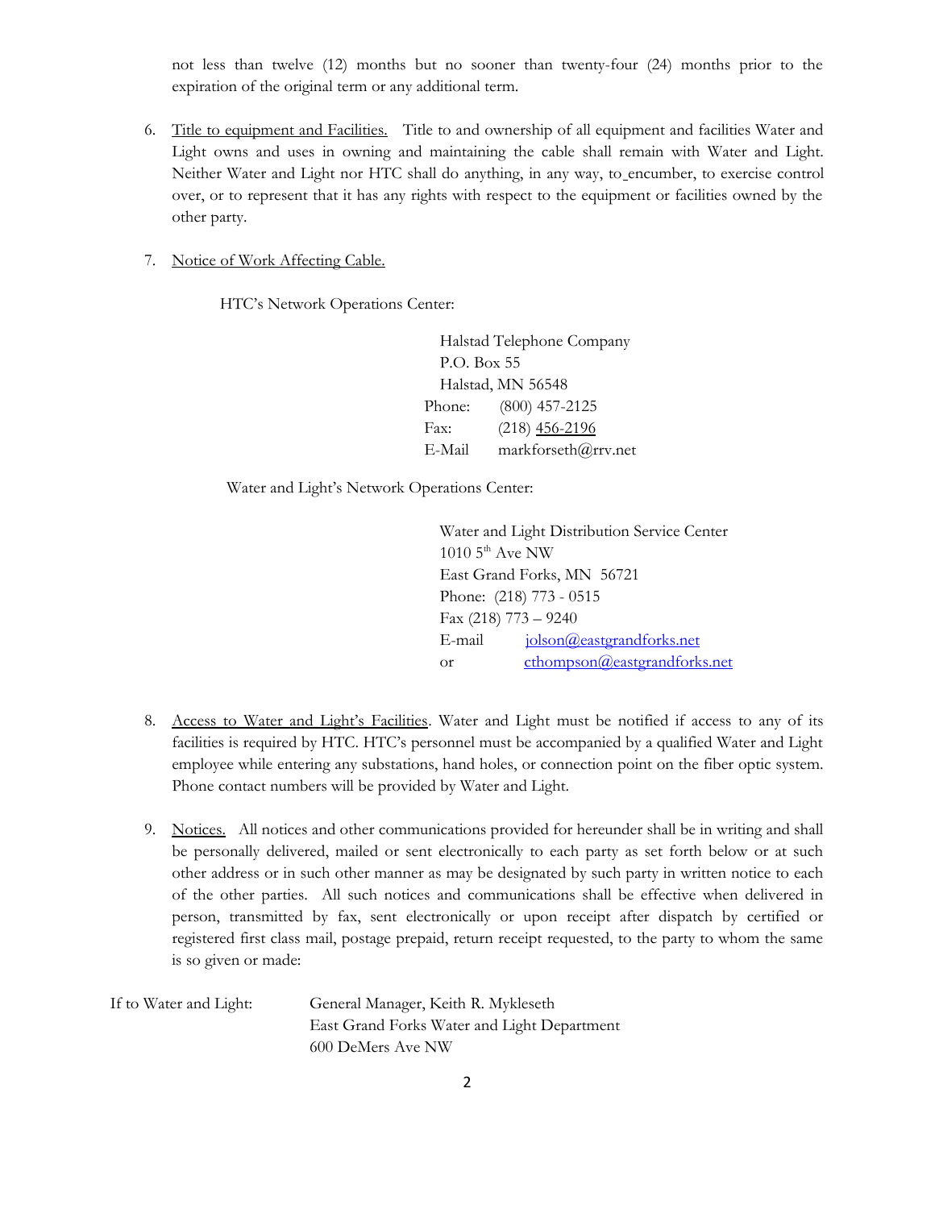not less than twelve (12) months but no sooner than twenty-four (24) months prior to the expiration of the original term or any additional term.

6. Title to equipment and Facilities. Title to and ownership of all equipment and facilities Water and Light owns and uses in owning and maintaining the cable shall remain with Water and Light. Neither Water and Light nor HTC shall do anything, in any way, to encumber, to exercise control over, or to represent that it has any rights with respect to the equipment or facilities owned by the other party.

7. Notice of Work Affecting Cable.

   HTC's Network Operations Center:

   Halstad Telephone Company
   P.O. Box 55
   Halstad, MN 56548
   Phone: (800) 457-2125
   Fax: (218) 456-2196
   E-Mail markforseth@rrv.net

   Water and Light's Network Operations Center:

   Water and Light Distribution Service Center
   1010 5th Ave NW
   East Grand Forks, MN 56721
   Phone: (218) 773 - 0515
   Fax (218) 773 – 9240
   E-mail jolson@eastgrandforks.net
   or cthompson@eastgrandforks.net

8. Access to Water and Light's Facilities. Water and Light must be notified if access to any of its facilities is required by HTC. HTC's personnel must be accompanied by a qualified Water and Light employee while entering any substations, hand holes, or connection point on the fiber optic system. Phone contact numbers will be provided by Water and Light.

9. Notices. All notices and other communications provided for hereunder shall be in writing and shall be personally delivered, mailed or sent electronically to each party as set forth below or at such other address or in such other manner as may be designated by such party in written notice to each of the other parties. All such notices and communications shall be effective when delivered in person, transmitted by fax, sent electronically or upon receipt after dispatch by certified or registered first class mail, postage prepaid, return receipt requested, to the party to whom the same is so given or made:

If to Water and Light: General Manager, Keith R. Mykleseth
East Grand Forks Water and Light Department
600 DeMers Ave NW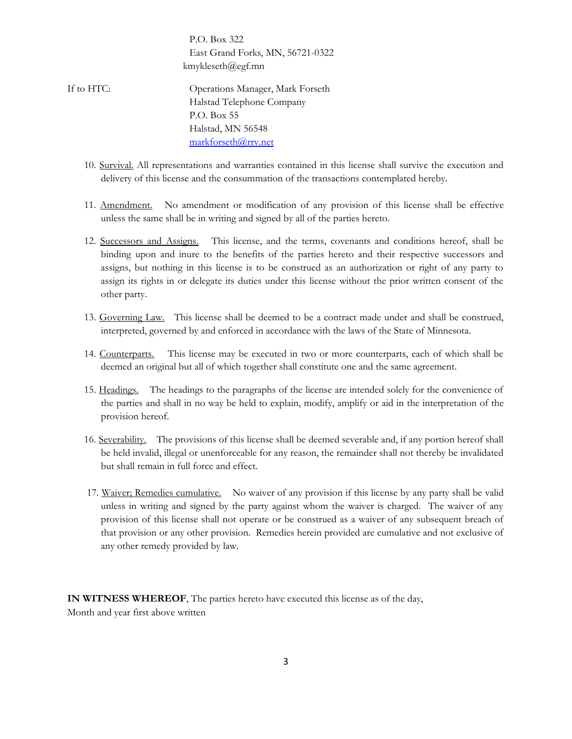P.O. Box 322
East Grand Forks, MN, 56721-0322
kmykleseth@egf.mn

If to HTC: Operations Manager, Mark Forseth
Halstad Telephone Company
P.O. Box 55
Halstad, MN 56548
markforseth@rrv.net

10. Survival. All representations and warranties contained in this license shall survive the execution and delivery of this license and the consummation of the transactions contemplated hereby.

11. Amendment. No amendment or modification of any provision of this license shall be effective unless the same shall be in writing and signed by all of the parties hereto.

12. Successors and Assigns. This license, and the terms, covenants and conditions hereof, shall be binding upon and inure to the benefits of the parties hereto and their respective successors and assigns, but nothing in this license is to be construed as an authorization or right of any party to assign its rights in or delegate its duties under this license without the prior written consent of the other party.

13. Governing Law. This license shall be deemed to be a contract made under and shall be construed, interpreted, governed by and enforced in accordance with the laws of the State of Minnesota.

14. Counterparts. This license may be executed in two or more counterparts, each of which shall be deemed an original but all of which together shall constitute one and the same agreement.

15. Headings. The headings to the paragraphs of the license are intended solely for the convenience of the parties and shall in no way be held to explain, modify, amplify or aid in the interpretation of the provision hereof.

16. Severability. The provisions of this license shall be deemed severable and, if any portion hereof shall be held invalid, illegal or unenforceable for any reason, the remainder shall not thereby be invalidated but shall remain in full force and effect.

17. Waiver; Remedies cumulative. No waiver of any provision if this license by any party shall be valid unless in writing and signed by the party against whom the waiver is charged. The waiver of any provision of this license shall not operate or be construed as a waiver of any subsequent breach of that provision or any other provision. Remedies herein provided are cumulative and not exclusive of any other remedy provided by law.

**IN WITNESS WHEREOF**, The parties hereto have executed this license as of the day,
Month and year first above written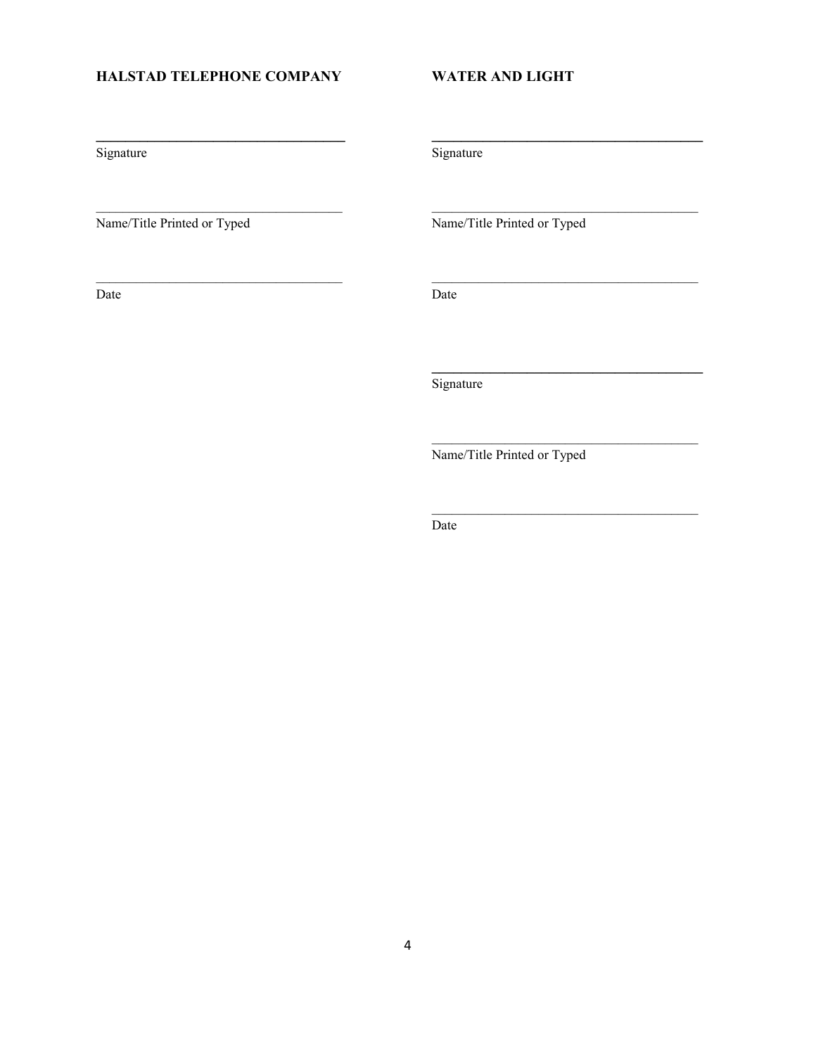**HALSTAD TELEPHONE COMPANY**

______________________________________
Signature

______________________________________
Name/Title Printed or Typed

______________________________________
Date

**WATER AND LIGHT**

______________________________________
Signature

______________________________________
Name/Title Printed or Typed

______________________________________
Date

______________________________________
Signature

______________________________________
Name/Title Printed or Typed

______________________________________
Date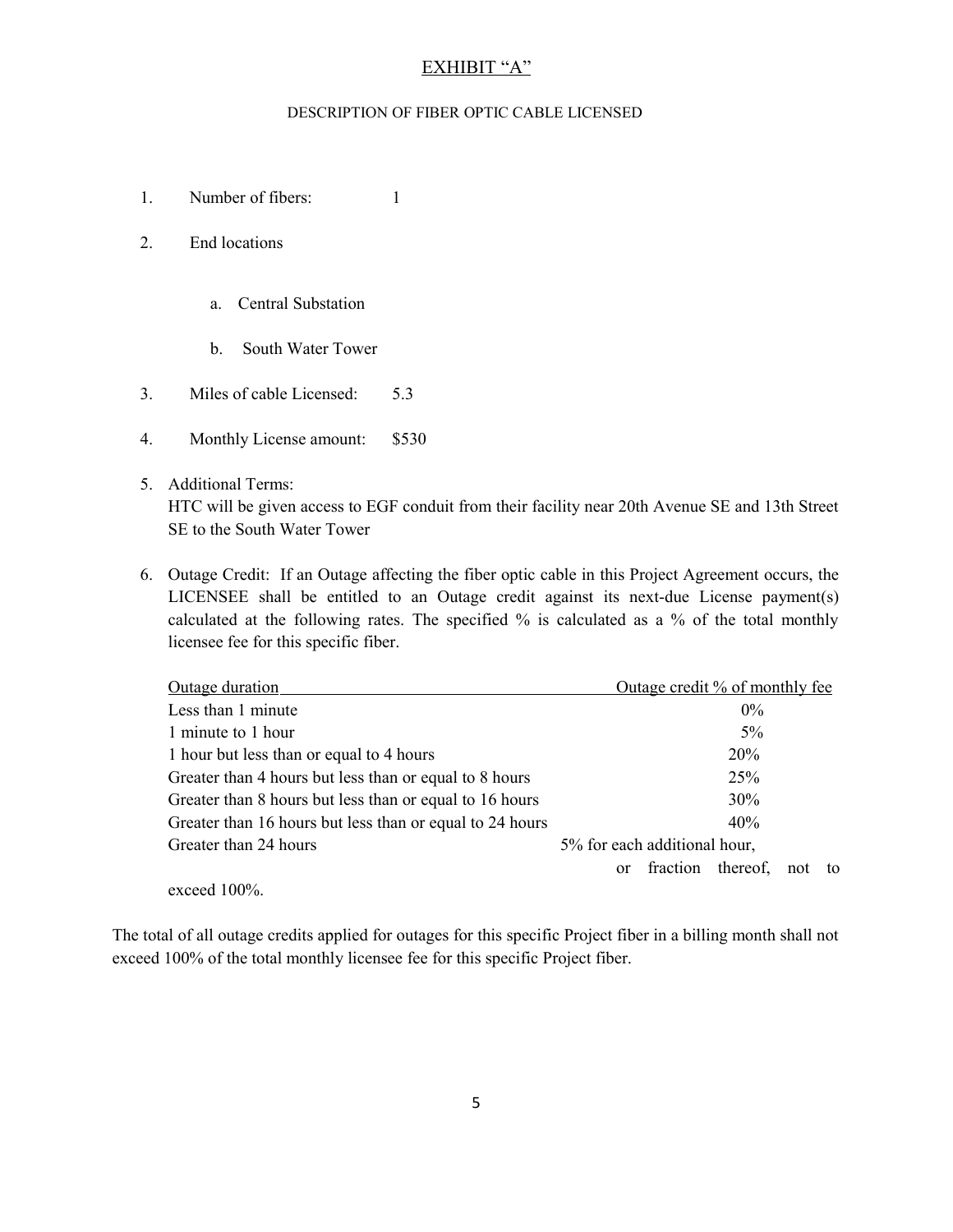# EXHIBIT "A"

DESCRIPTION OF FIBER OPTIC CABLE LICENSED

1. Number of fibers: 1

2. End locations

   a. Central Substation

   b. South Water Tower

3. Miles of cable Licensed: 5.3

4. Monthly License amount: $530

5. Additional Terms:
   HTC will be given access to EGF conduit from their facility near 20th Avenue SE and 13th Street SE to the South Water Tower

6. Outage Credit: If an Outage affecting the fiber optic cable in this Project Agreement occurs, the LICENSEE shall be entitled to an Outage credit against its next-due License payment(s) calculated at the following rates. The specified % is calculated as a % of the total monthly licensee fee for this specific fiber.

| Outage duration | Outage credit % of monthly fee |
|---|---|
| Less than 1 minute | 0% |
| 1 minute to 1 hour | 5% |
| 1 hour but less than or equal to 4 hours | 20% |
| Greater than 4 hours but less than or equal to 8 hours | 25% |
| Greater than 8 hours but less than or equal to 16 hours | 30% |
| Greater than 16 hours but less than or equal to 24 hours | 40% |
| Greater than 24 hours | 5% for each additional hour, or fraction thereof, not to exceed 100%. |

The total of all outage credits applied for outages for this specific Project fiber in a billing month shall not exceed 100% of the total monthly licensee fee for this specific Project fiber.